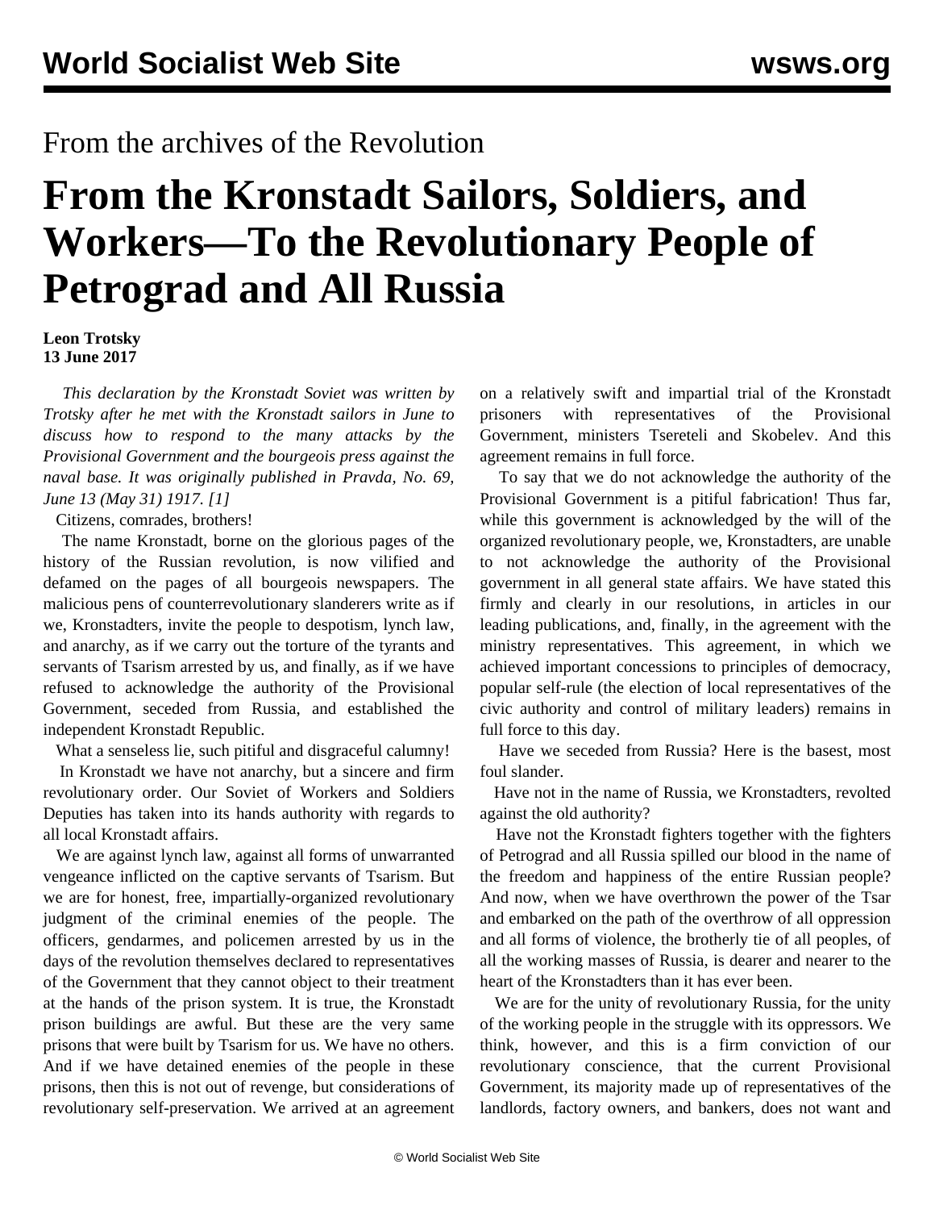From the archives of the Revolution

# From the Kronstadt Sailors, Soldiers, and Workers—To the Revolutionary People of Petrograd and All Russia

**Leon Trotsky**
**13 June 2017**

*This declaration by the Kronstadt Soviet was written by Trotsky after he met with the Kronstadt sailors in June to discuss how to respond to the many attacks by the Provisional Government and the bourgeois press against the naval base. It was originally published in Pravda, No. 69, June 13 (May 31) 1917. [1]*

Citizens, comrades, brothers!

The name Kronstadt, borne on the glorious pages of the history of the Russian revolution, is now vilified and defamed on the pages of all bourgeois newspapers. The malicious pens of counterrevolutionary slanderers write as if we, Kronstadters, invite the people to despotism, lynch law, and anarchy, as if we carry out the torture of the tyrants and servants of Tsarism arrested by us, and finally, as if we have refused to acknowledge the authority of the Provisional Government, seceded from Russia, and established the independent Kronstadt Republic.

What a senseless lie, such pitiful and disgraceful calumny!

In Kronstadt we have not anarchy, but a sincere and firm revolutionary order. Our Soviet of Workers and Soldiers Deputies has taken into its hands authority with regards to all local Kronstadt affairs.

We are against lynch law, against all forms of unwarranted vengeance inflicted on the captive servants of Tsarism. But we are for honest, free, impartially-organized revolutionary judgment of the criminal enemies of the people. The officers, gendarmes, and policemen arrested by us in the days of the revolution themselves declared to representatives of the Government that they cannot object to their treatment at the hands of the prison system. It is true, the Kronstadt prison buildings are awful. But these are the very same prisons that were built by Tsarism for us. We have no others. And if we have detained enemies of the people in these prisons, then this is not out of revenge, but considerations of revolutionary self-preservation. We arrived at an agreement on a relatively swift and impartial trial of the Kronstadt prisoners with representatives of the Provisional Government, ministers Tsereteli and Skobelev. And this agreement remains in full force.

To say that we do not acknowledge the authority of the Provisional Government is a pitiful fabrication! Thus far, while this government is acknowledged by the will of the organized revolutionary people, we, Kronstadters, are unable to not acknowledge the authority of the Provisional government in all general state affairs. We have stated this firmly and clearly in our resolutions, in articles in our leading publications, and, finally, in the agreement with the ministry representatives. This agreement, in which we achieved important concessions to principles of democracy, popular self-rule (the election of local representatives of the civic authority and control of military leaders) remains in full force to this day.

Have we seceded from Russia? Here is the basest, most foul slander.

Have not in the name of Russia, we Kronstadters, revolted against the old authority?

Have not the Kronstadt fighters together with the fighters of Petrograd and all Russia spilled our blood in the name of the freedom and happiness of the entire Russian people? And now, when we have overthrown the power of the Tsar and embarked on the path of the overthrow of all oppression and all forms of violence, the brotherly tie of all peoples, of all the working masses of Russia, is dearer and nearer to the heart of the Kronstadters than it has ever been.

We are for the unity of revolutionary Russia, for the unity of the working people in the struggle with its oppressors. We think, however, and this is a firm conviction of our revolutionary conscience, that the current Provisional Government, its majority made up of representatives of the landlords, factory owners, and bankers, does not want and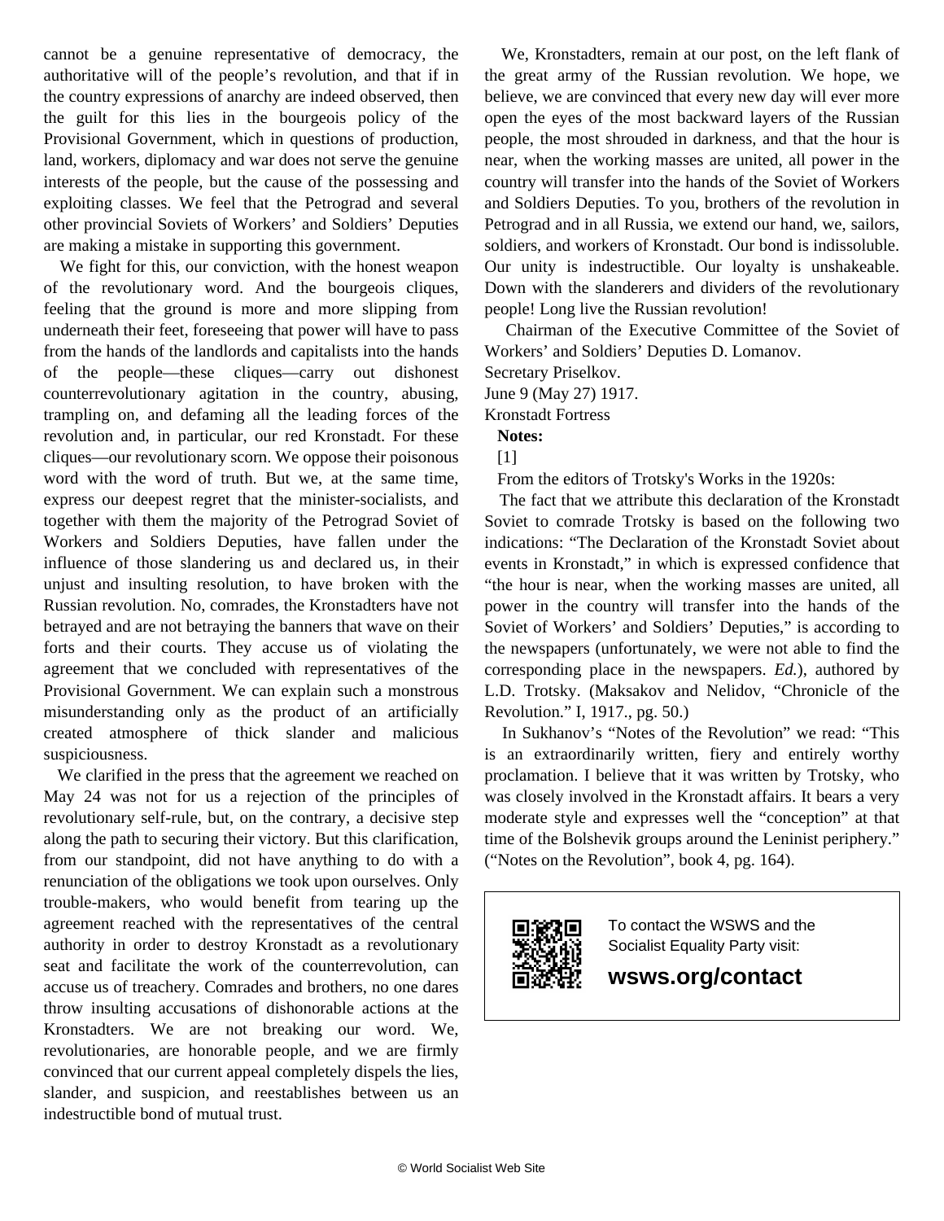cannot be a genuine representative of democracy, the authoritative will of the people's revolution, and that if in the country expressions of anarchy are indeed observed, then the guilt for this lies in the bourgeois policy of the Provisional Government, which in questions of production, land, workers, diplomacy and war does not serve the genuine interests of the people, but the cause of the possessing and exploiting classes. We feel that the Petrograd and several other provincial Soviets of Workers' and Soldiers' Deputies are making a mistake in supporting this government.

We fight for this, our conviction, with the honest weapon of the revolutionary word. And the bourgeois cliques, feeling that the ground is more and more slipping from underneath their feet, foreseeing that power will have to pass from the hands of the landlords and capitalists into the hands of the people—these cliques—carry out dishonest counterrevolutionary agitation in the country, abusing, trampling on, and defaming all the leading forces of the revolution and, in particular, our red Kronstadt. For these cliques—our revolutionary scorn. We oppose their poisonous word with the word of truth. But we, at the same time, express our deepest regret that the minister-socialists, and together with them the majority of the Petrograd Soviet of Workers and Soldiers Deputies, have fallen under the influence of those slandering us and declared us, in their unjust and insulting resolution, to have broken with the Russian revolution. No, comrades, the Kronstadters have not betrayed and are not betraying the banners that wave on their forts and their courts. They accuse us of violating the agreement that we concluded with representatives of the Provisional Government. We can explain such a monstrous misunderstanding only as the product of an artificially created atmosphere of thick slander and malicious suspiciousness.

We clarified in the press that the agreement we reached on May 24 was not for us a rejection of the principles of revolutionary self-rule, but, on the contrary, a decisive step along the path to securing their victory. But this clarification, from our standpoint, did not have anything to do with a renunciation of the obligations we took upon ourselves. Only trouble-makers, who would benefit from tearing up the agreement reached with the representatives of the central authority in order to destroy Kronstadt as a revolutionary seat and facilitate the work of the counterrevolution, can accuse us of treachery. Comrades and brothers, no one dares throw insulting accusations of dishonorable actions at the Kronstadters. We are not breaking our word. We, revolutionaries, are honorable people, and we are firmly convinced that our current appeal completely dispels the lies, slander, and suspicion, and reestablishes between us an indestructible bond of mutual trust.

We, Kronstadters, remain at our post, on the left flank of the great army of the Russian revolution. We hope, we believe, we are convinced that every new day will ever more open the eyes of the most backward layers of the Russian people, the most shrouded in darkness, and that the hour is near, when the working masses are united, all power in the country will transfer into the hands of the Soviet of Workers and Soldiers Deputies. To you, brothers of the revolution in Petrograd and in all Russia, we extend our hand, we, sailors, soldiers, and workers of Kronstadt. Our bond is indissoluble. Our unity is indestructible. Our loyalty is unshakeable. Down with the slanderers and dividers of the revolutionary people! Long live the Russian revolution!

Chairman of the Executive Committee of the Soviet of Workers' and Soldiers' Deputies D. Lomanov.

Secretary Priselkov.

June 9 (May 27) 1917.

Kronstadt Fortress

**Notes:**

[1]

From the editors of Trotsky's Works in the 1920s:

The fact that we attribute this declaration of the Kronstadt Soviet to comrade Trotsky is based on the following two indications: "The Declaration of the Kronstadt Soviet about events in Kronstadt," in which is expressed confidence that "the hour is near, when the working masses are united, all power in the country will transfer into the hands of the Soviet of Workers' and Soldiers' Deputies," is according to the newspapers (unfortunately, we were not able to find the corresponding place in the newspapers. *Ed.*), authored by L.D. Trotsky. (Maksakov and Nelidov, "Chronicle of the Revolution." I, 1917., pg. 50.)

In Sukhanov's "Notes of the Revolution" we read: "This is an extraordinarily written, fiery and entirely worthy proclamation. I believe that it was written by Trotsky, who was closely involved in the Kronstadt affairs. It bears a very moderate style and expresses well the "conception" at that time of the Bolshevik groups around the Leninist periphery." ("Notes on the Revolution", book 4, pg. 164).

To contact the WSWS and the Socialist Equality Party visit:

**wsws.org/contact**